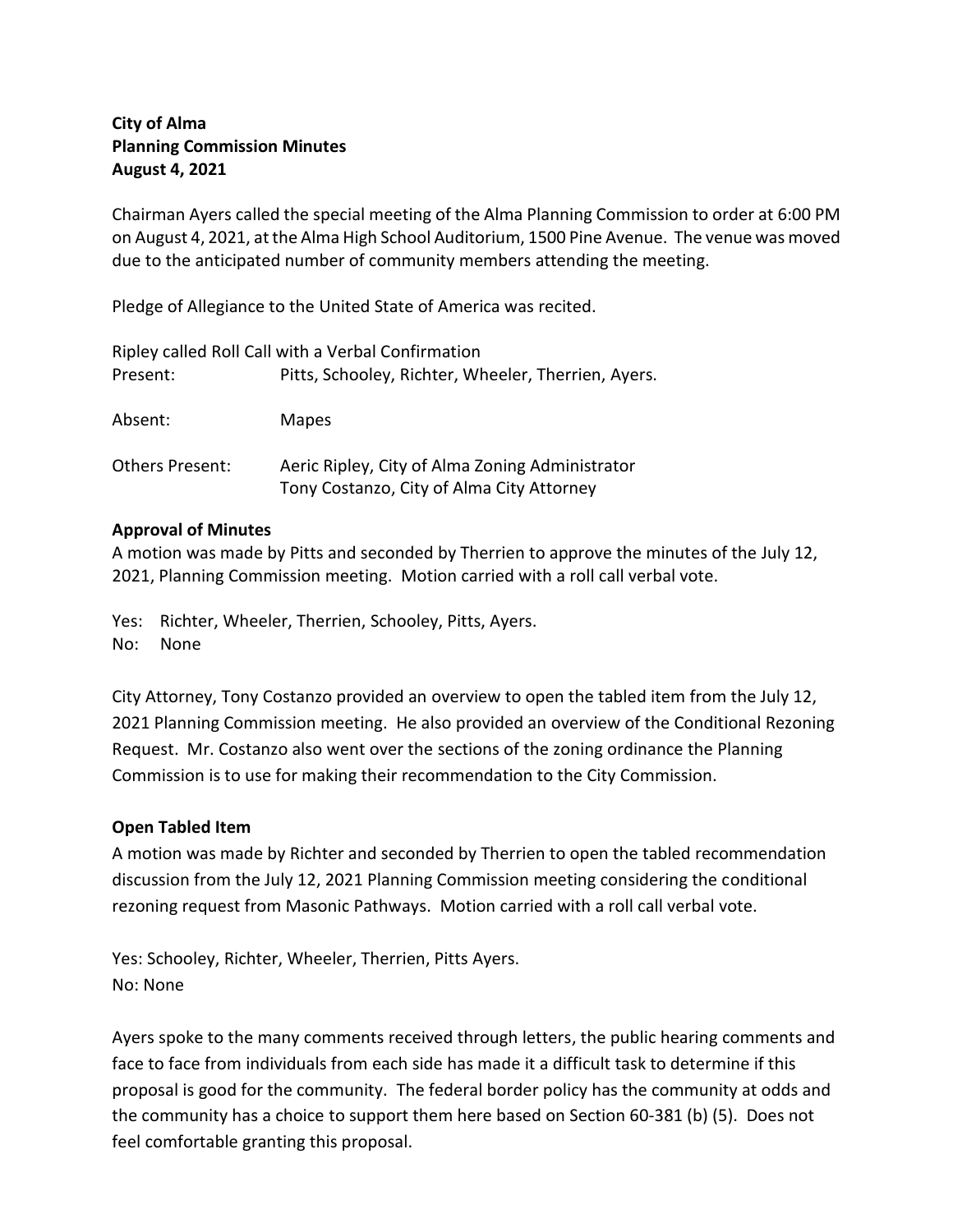**City of Alma**
**Planning Commission Minutes**
**August 4, 2021**

Chairman Ayers called the special meeting of the Alma Planning Commission to order at 6:00 PM on August 4, 2021, at the Alma High School Auditorium, 1500 Pine Avenue. The venue was moved due to the anticipated number of community members attending the meeting.

Pledge of Allegiance to the United State of America was recited.

Ripley called Roll Call with a Verbal Confirmation

Present: Pitts, Schooley, Richter, Wheeler, Therrien, Ayers.

Absent: Mapes

Others Present: Aeric Ripley, City of Alma Zoning Administrator
Tony Costanzo, City of Alma City Attorney

**Approval of Minutes**

A motion was made by Pitts and seconded by Therrien to approve the minutes of the July 12, 2021, Planning Commission meeting. Motion carried with a roll call verbal vote.

Yes: Richter, Wheeler, Therrien, Schooley, Pitts, Ayers.
No: None

City Attorney, Tony Costanzo provided an overview to open the tabled item from the July 12, 2021 Planning Commission meeting. He also provided an overview of the Conditional Rezoning Request. Mr. Costanzo also went over the sections of the zoning ordinance the Planning Commission is to use for making their recommendation to the City Commission.

**Open Tabled Item**

A motion was made by Richter and seconded by Therrien to open the tabled recommendation discussion from the July 12, 2021 Planning Commission meeting considering the conditional rezoning request from Masonic Pathways. Motion carried with a roll call verbal vote.

Yes: Schooley, Richter, Wheeler, Therrien, Pitts Ayers.
No: None

Ayers spoke to the many comments received through letters, the public hearing comments and face to face from individuals from each side has made it a difficult task to determine if this proposal is good for the community. The federal border policy has the community at odds and the community has a choice to support them here based on Section 60-381 (b) (5). Does not feel comfortable granting this proposal.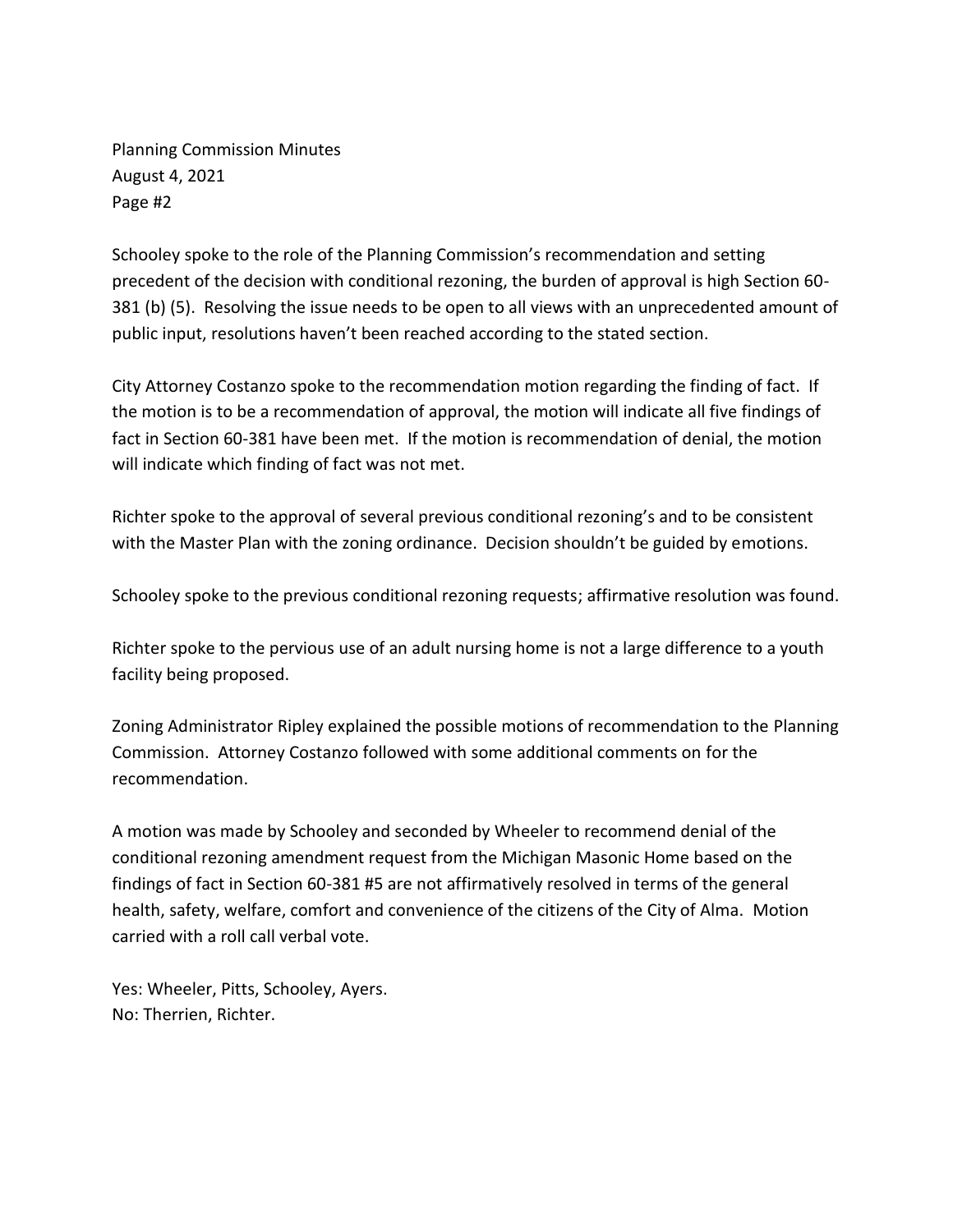Schooley spoke to the role of the Planning Commission's recommendation and setting precedent of the decision with conditional rezoning, the burden of approval is high Section 60-381 (b) (5). Resolving the issue needs to be open to all views with an unprecedented amount of public input, resolutions haven't been reached according to the stated section.

City Attorney Costanzo spoke to the recommendation motion regarding the finding of fact. If the motion is to be a recommendation of approval, the motion will indicate all five findings of fact in Section 60-381 have been met. If the motion is recommendation of denial, the motion will indicate which finding of fact was not met.

Richter spoke to the approval of several previous conditional rezoning's and to be consistent with the Master Plan with the zoning ordinance. Decision shouldn't be guided by emotions.

Schooley spoke to the previous conditional rezoning requests; affirmative resolution was found.

Richter spoke to the pervious use of an adult nursing home is not a large difference to a youth facility being proposed.

Zoning Administrator Ripley explained the possible motions of recommendation to the Planning Commission. Attorney Costanzo followed with some additional comments on for the recommendation.

A motion was made by Schooley and seconded by Wheeler to recommend denial of the conditional rezoning amendment request from the Michigan Masonic Home based on the findings of fact in Section 60-381 #5 are not affirmatively resolved in terms of the general health, safety, welfare, comfort and convenience of the citizens of the City of Alma. Motion carried with a roll call verbal vote.

Yes: Wheeler, Pitts, Schooley, Ayers.
No: Therrien, Richter.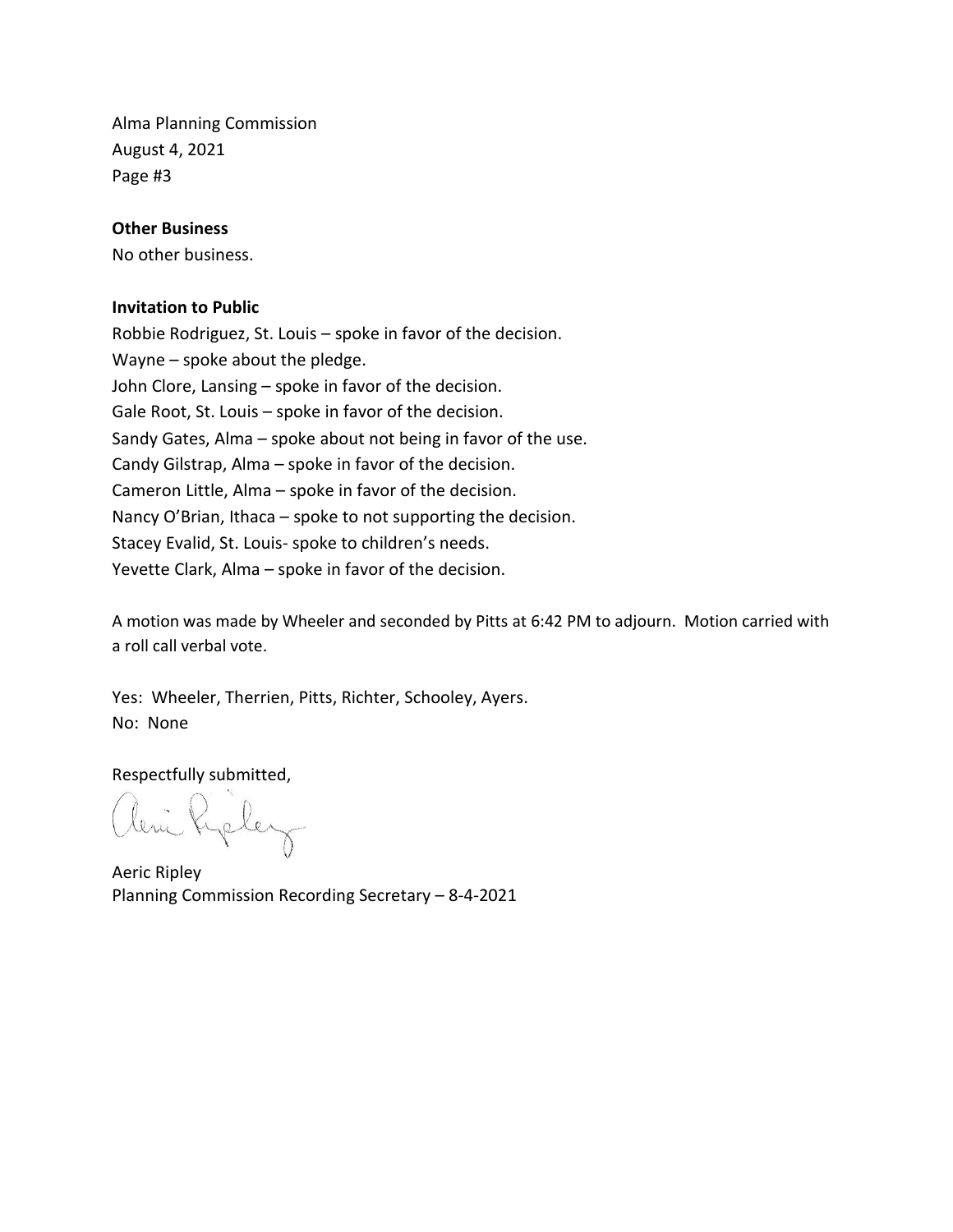**Other Business**

No other business.

**Invitation to Public**

Robbie Rodriguez, St. Louis – spoke in favor of the decision.
Wayne – spoke about the pledge.
John Clore, Lansing – spoke in favor of the decision.
Gale Root, St. Louis – spoke in favor of the decision.
Sandy Gates, Alma – spoke about not being in favor of the use.
Candy Gilstrap, Alma – spoke in favor of the decision.
Cameron Little, Alma – spoke in favor of the decision.
Nancy O'Brian, Ithaca – spoke to not supporting the decision.
Stacey Evalid, St. Louis- spoke to children's needs.
Yevette Clark, Alma – spoke in favor of the decision.

A motion was made by Wheeler and seconded by Pitts at 6:42 PM to adjourn. Motion carried with a roll call verbal vote.

Yes: Wheeler, Therrien, Pitts, Richter, Schooley, Ayers.
No: None

Respectfully submitted,

Aeric Ripley
Planning Commission Recording Secretary – 8-4-2021